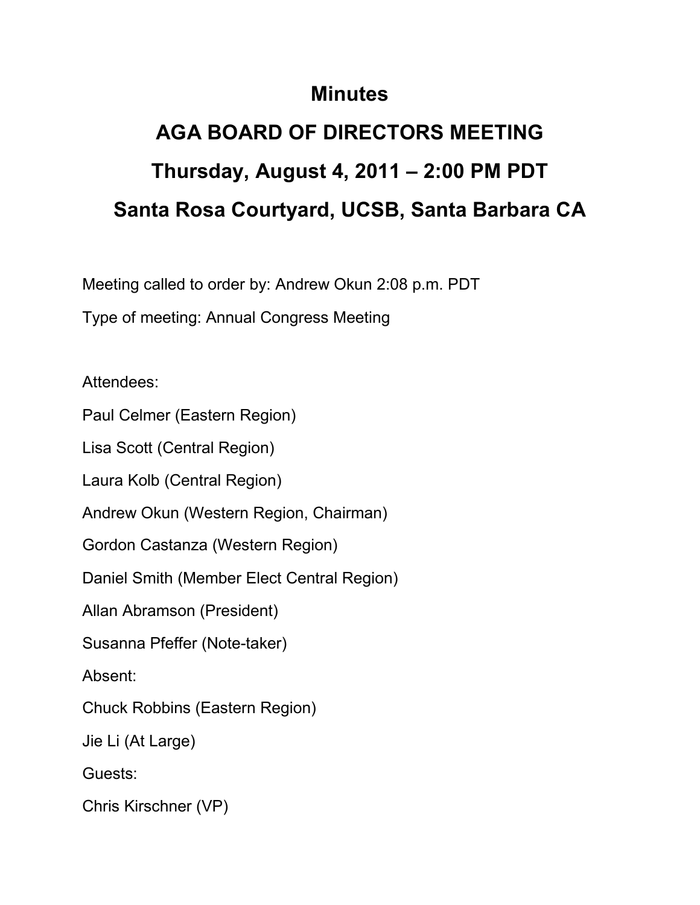# Minutes

# AGA BOARD OF DIRECTORS MEETING

# Thursday, August 4, 2011 – 2:00 PM PDT

# Santa Rosa Courtyard, UCSB, Santa Barbara CA

Meeting called to order by: Andrew Okun 2:08 p.m. PDT

Type of meeting: Annual Congress Meeting

Attendees:

Paul Celmer (Eastern Region)

Lisa Scott (Central Region)

Laura Kolb (Central Region)

Andrew Okun (Western Region, Chairman)

Gordon Castanza (Western Region)

Daniel Smith (Member Elect Central Region)

Allan Abramson (President)

Susanna Pfeffer (Note-taker)

Absent:

Chuck Robbins (Eastern Region)

Jie Li (At Large)

Guests:

Chris Kirschner (VP)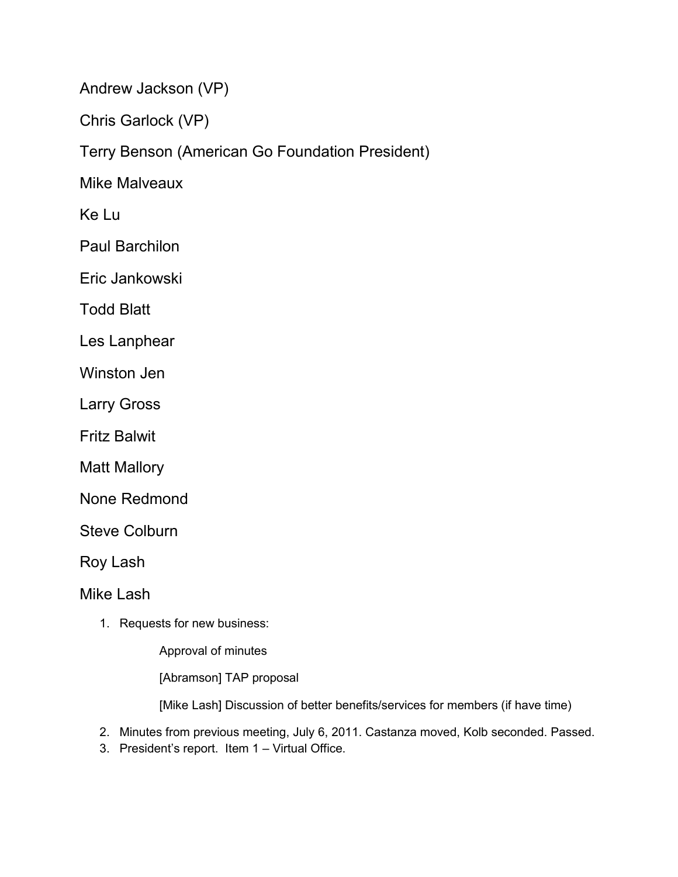Andrew Jackson (VP)

Chris Garlock (VP)

Terry Benson (American Go Foundation President)

Mike Malveaux

Ke Lu

Paul Barchilon

Eric Jankowski

Todd Blatt

Les Lanphear

Winston Jen

Larry Gross

Fritz Balwit

Matt Mallory

None Redmond

Steve Colburn

Roy Lash

Mike Lash

1. Requests for new business:

   Approval of minutes

   [Abramson] TAP proposal

   [Mike Lash] Discussion of better benefits/services for members (if have time)

2. Minutes from previous meeting, July 6, 2011. Castanza moved, Kolb seconded. Passed.
3. President's report. Item 1 – Virtual Office.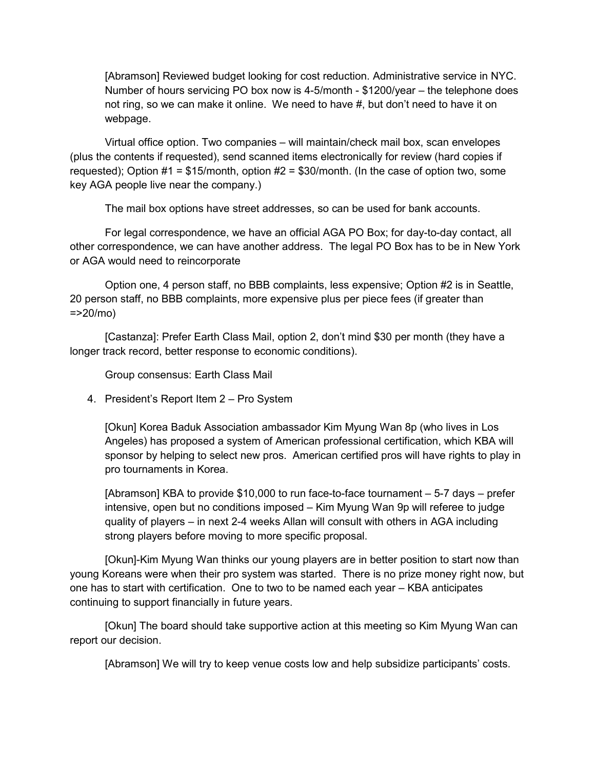[Abramson] Reviewed budget looking for cost reduction. Administrative service in NYC. Number of hours servicing PO box now is 4-5/month - $1200/year – the telephone does not ring, so we can make it online. We need to have #, but don't need to have it on webpage.

Virtual office option. Two companies – will maintain/check mail box, scan envelopes (plus the contents if requested), send scanned items electronically for review (hard copies if requested); Option #1 = $15/month, option #2 = $30/month. (In the case of option two, some key AGA people live near the company.)

The mail box options have street addresses, so can be used for bank accounts.

For legal correspondence, we have an official AGA PO Box; for day-to-day contact, all other correspondence, we can have another address. The legal PO Box has to be in New York or AGA would need to reincorporate

Option one, 4 person staff, no BBB complaints, less expensive; Option #2 is in Seattle, 20 person staff, no BBB complaints, more expensive plus per piece fees (if greater than =>20/mo)

[Castanza]: Prefer Earth Class Mail, option 2, don't mind $30 per month (they have a longer track record, better response to economic conditions).

Group consensus: Earth Class Mail

4. President's Report Item 2 – Pro System

   [Okun] Korea Baduk Association ambassador Kim Myung Wan 8p (who lives in Los Angeles) has proposed a system of American professional certification, which KBA will sponsor by helping to select new pros. American certified pros will have rights to play in pro tournaments in Korea.

   [Abramson] KBA to provide $10,000 to run face-to-face tournament – 5-7 days – prefer intensive, open but no conditions imposed – Kim Myung Wan 9p will referee to judge quality of players – in next 2-4 weeks Allan will consult with others in AGA including strong players before moving to more specific proposal.

[Okun]-Kim Myung Wan thinks our young players are in better position to start now than young Koreans were when their pro system was started. There is no prize money right now, but one has to start with certification. One to two to be named each year – KBA anticipates continuing to support financially in future years.

[Okun] The board should take supportive action at this meeting so Kim Myung Wan can report our decision.

[Abramson] We will try to keep venue costs low and help subsidize participants' costs.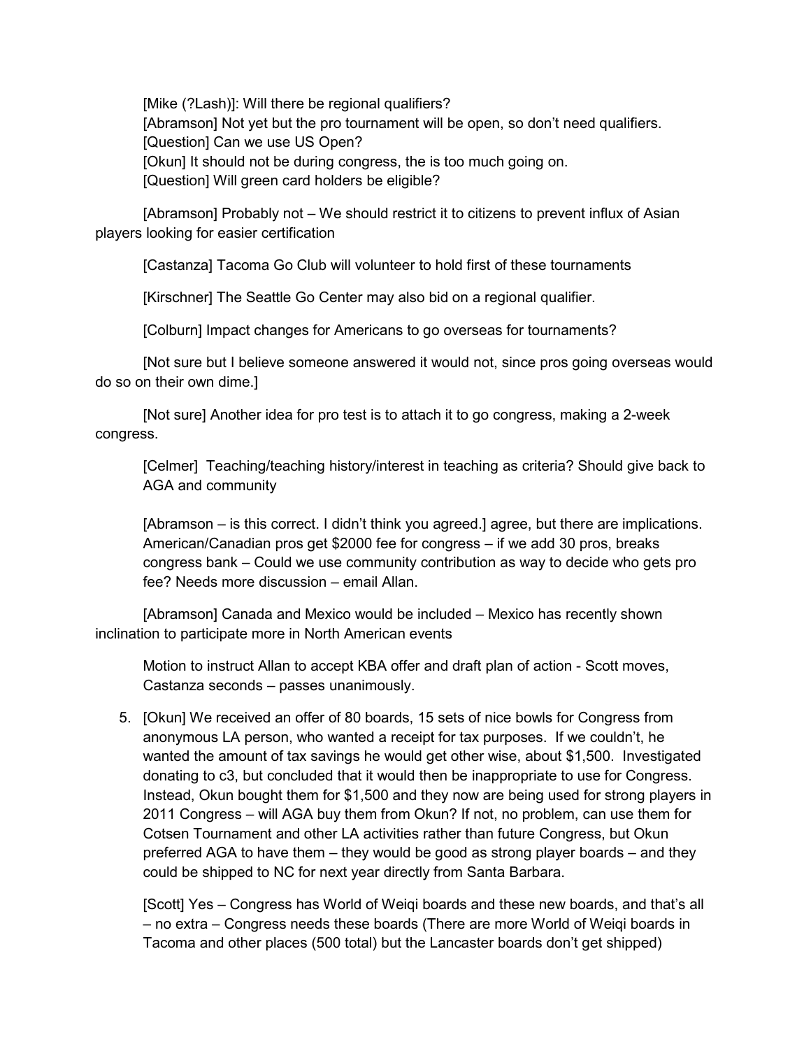[Mike (?Lash)]: Will there be regional qualifiers?
[Abramson] Not yet but the pro tournament will be open, so don't need qualifiers.
[Question] Can we use US Open?
[Okun] It should not be during congress, the is too much going on.
[Question] Will green card holders be eligible?

[Abramson] Probably not – We should restrict it to citizens to prevent influx of Asian players looking for easier certification

[Castanza] Tacoma Go Club will volunteer to hold first of these tournaments

[Kirschner] The Seattle Go Center may also bid on a regional qualifier.

[Colburn] Impact changes for Americans to go overseas for tournaments?

[Not sure but I believe someone answered it would not, since pros going overseas would do so on their own dime.]

[Not sure] Another idea for pro test is to attach it to go congress, making a 2-week congress.

[Celmer] Teaching/teaching history/interest in teaching as criteria? Should give back to AGA and community

[Abramson – is this correct. I didn't think you agreed.] agree, but there are implications. American/Canadian pros get $2000 fee for congress – if we add 30 pros, breaks congress bank – Could we use community contribution as way to decide who gets pro fee? Needs more discussion – email Allan.

[Abramson] Canada and Mexico would be included – Mexico has recently shown inclination to participate more in North American events

Motion to instruct Allan to accept KBA offer and draft plan of action - Scott moves, Castanza seconds – passes unanimously.

5. [Okun] We received an offer of 80 boards, 15 sets of nice bowls for Congress from anonymous LA person, who wanted a receipt for tax purposes. If we couldn't, he wanted the amount of tax savings he would get other wise, about $1,500. Investigated donating to c3, but concluded that it would then be inappropriate to use for Congress. Instead, Okun bought them for $1,500 and they now are being used for strong players in 2011 Congress – will AGA buy them from Okun? If not, no problem, can use them for Cotsen Tournament and other LA activities rather than future Congress, but Okun preferred AGA to have them – they would be good as strong player boards – and they could be shipped to NC for next year directly from Santa Barbara.

   [Scott] Yes – Congress has World of Weiqi boards and these new boards, and that's all – no extra – Congress needs these boards (There are more World of Weiqi boards in Tacoma and other places (500 total) but the Lancaster boards don't get shipped)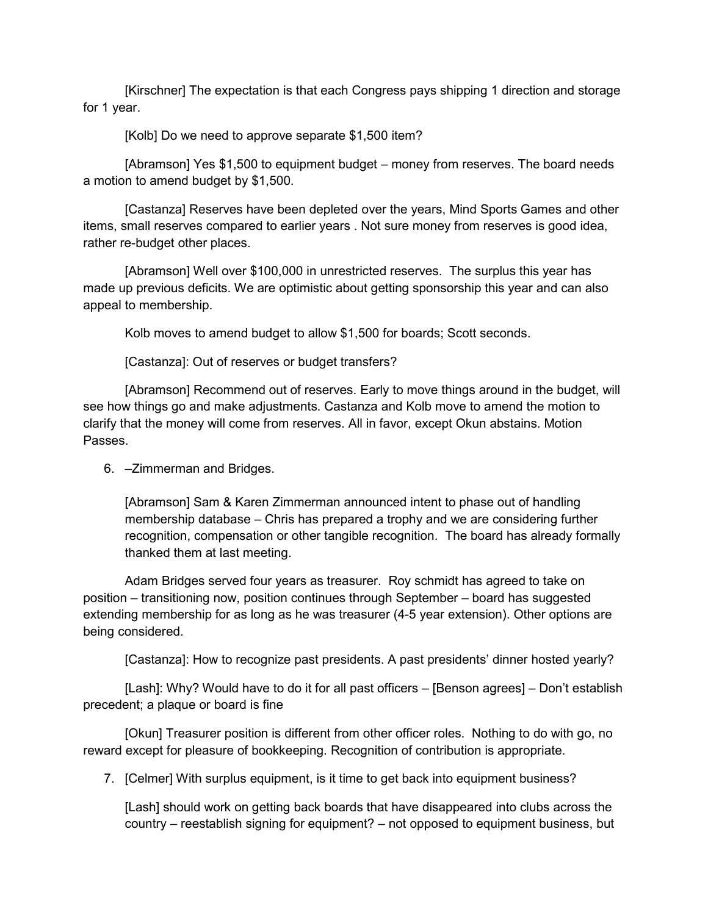[Kirschner] The expectation is that each Congress pays shipping 1 direction and storage for 1 year.

[Kolb] Do we need to approve separate $1,500 item?

[Abramson] Yes $1,500 to equipment budget – money from reserves. The board needs a motion to amend budget by $1,500.

[Castanza] Reserves have been depleted over the years, Mind Sports Games and other items, small reserves compared to earlier years . Not sure money from reserves is good idea, rather re-budget other places.

[Abramson] Well over $100,000 in unrestricted reserves. The surplus this year has made up previous deficits. We are optimistic about getting sponsorship this year and can also appeal to membership.

Kolb moves to amend budget to allow $1,500 for boards; Scott seconds.

[Castanza]: Out of reserves or budget transfers?

[Abramson] Recommend out of reserves. Early to move things around in the budget, will see how things go and make adjustments. Castanza and Kolb move to amend the motion to clarify that the money will come from reserves. All in favor, except Okun abstains. Motion Passes.

6. –Zimmerman and Bridges.

   [Abramson] Sam & Karen Zimmerman announced intent to phase out of handling membership database – Chris has prepared a trophy and we are considering further recognition, compensation or other tangible recognition. The board has already formally thanked them at last meeting.

Adam Bridges served four years as treasurer. Roy schmidt has agreed to take on position – transitioning now, position continues through September – board has suggested extending membership for as long as he was treasurer (4-5 year extension). Other options are being considered.

[Castanza]: How to recognize past presidents. A past presidents' dinner hosted yearly?

[Lash]: Why? Would have to do it for all past officers – [Benson agrees] – Don't establish precedent; a plaque or board is fine

[Okun] Treasurer position is different from other officer roles. Nothing to do with go, no reward except for pleasure of bookkeeping. Recognition of contribution is appropriate.

7. [Celmer] With surplus equipment, is it time to get back into equipment business?

   [Lash] should work on getting back boards that have disappeared into clubs across the country – reestablish signing for equipment? – not opposed to equipment business, but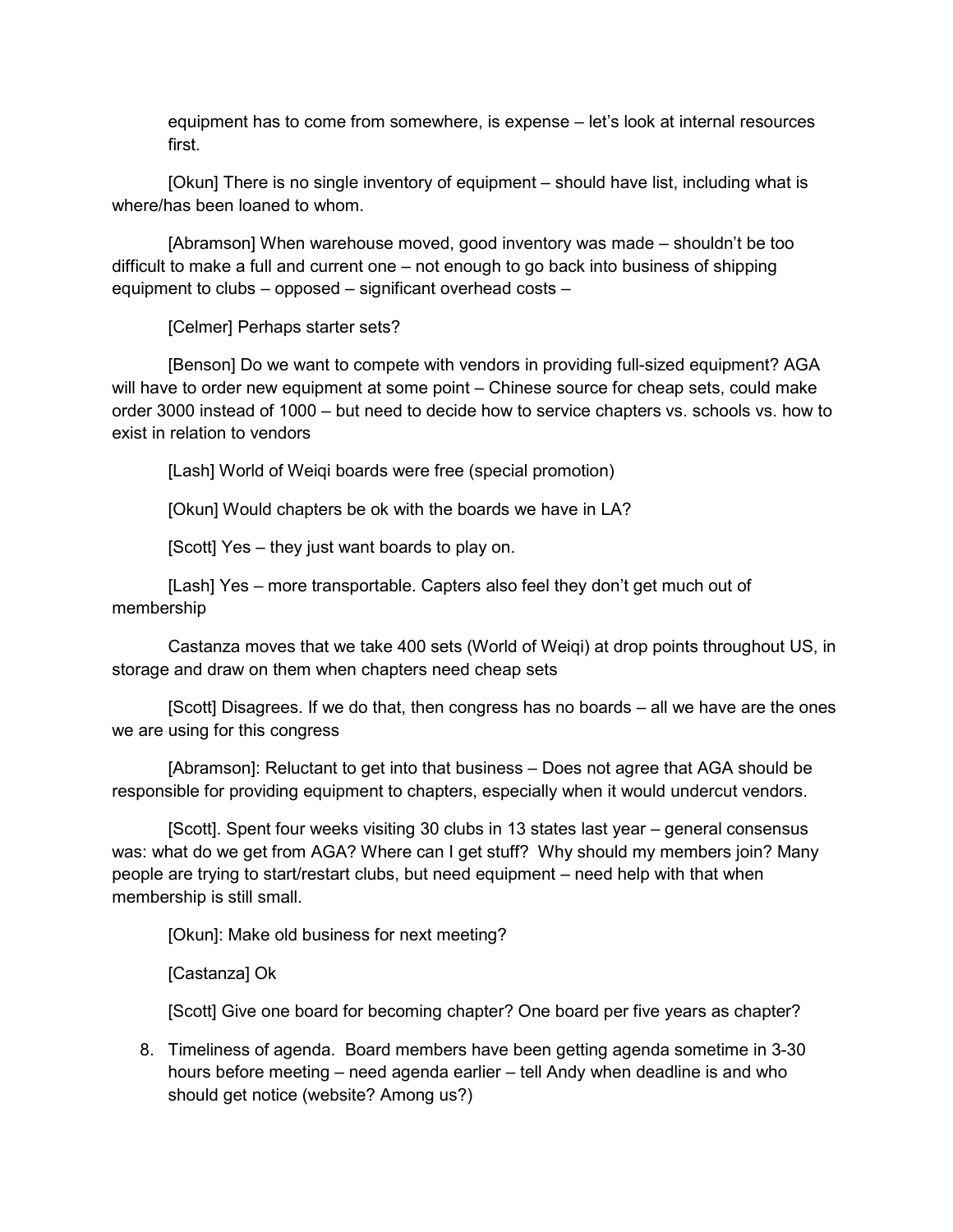equipment has to come from somewhere, is expense – let's look at internal resources first.

[Okun] There is no single inventory of equipment – should have list, including what is where/has been loaned to whom.

[Abramson] When warehouse moved, good inventory was made – shouldn't be too difficult to make a full and current one – not enough to go back into business of shipping equipment to clubs – opposed – significant overhead costs –

[Celmer] Perhaps starter sets?

[Benson] Do we want to compete with vendors in providing full-sized equipment? AGA will have to order new equipment at some point – Chinese source for cheap sets, could make order 3000 instead of 1000 – but need to decide how to service chapters vs. schools vs. how to exist in relation to vendors

[Lash] World of Weiqi boards were free (special promotion)

[Okun] Would chapters be ok with the boards we have in LA?

[Scott] Yes – they just want boards to play on.

[Lash] Yes – more transportable. Capters also feel they don't get much out of membership

Castanza moves that we take 400 sets (World of Weiqi) at drop points throughout US, in storage and draw on them when chapters need cheap sets

[Scott] Disagrees. If we do that, then congress has no boards – all we have are the ones we are using for this congress

[Abramson]: Reluctant to get into that business – Does not agree that AGA should be responsible for providing equipment to chapters, especially when it would undercut vendors.

[Scott]. Spent four weeks visiting 30 clubs in 13 states last year – general consensus was: what do we get from AGA? Where can I get stuff? Why should my members join? Many people are trying to start/restart clubs, but need equipment – need help with that when membership is still small.

[Okun]: Make old business for next meeting?

[Castanza] Ok

[Scott] Give one board for becoming chapter? One board per five years as chapter?

8. Timeliness of agenda. Board members have been getting agenda sometime in 3-30 hours before meeting – need agenda earlier – tell Andy when deadline is and who should get notice (website? Among us?)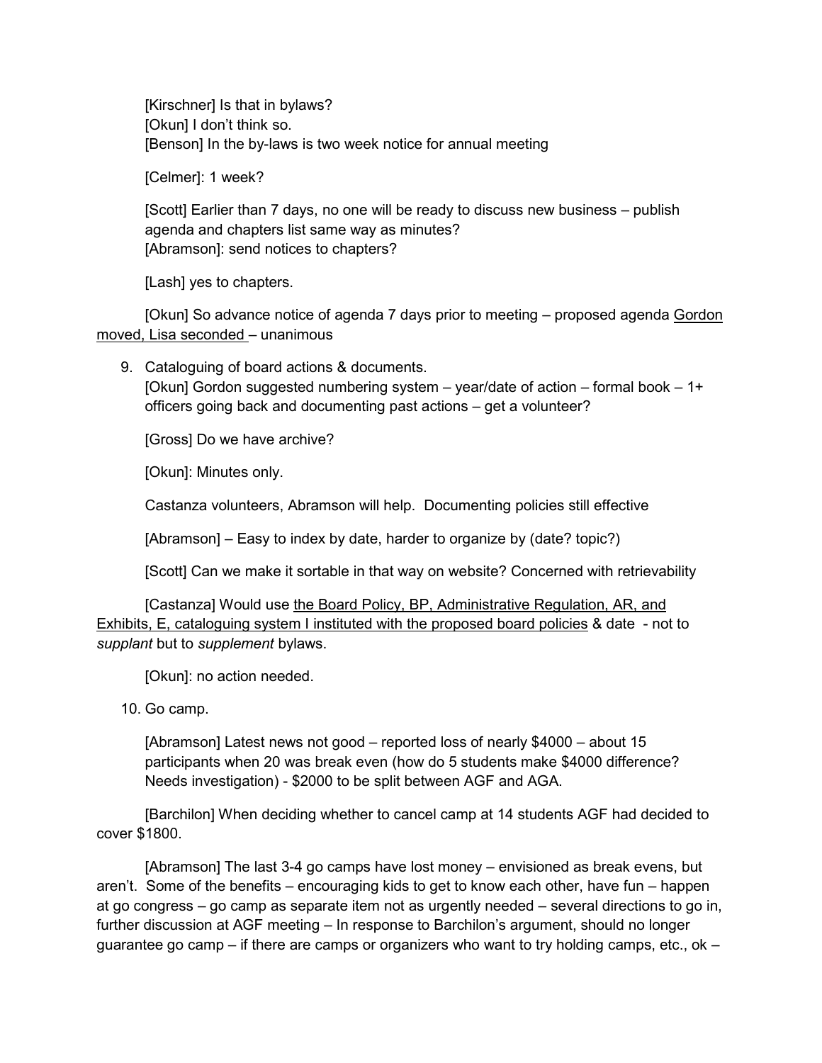[Kirschner] Is that in bylaws?
[Okun] I don't think so.
[Benson] In the by-laws is two week notice for annual meeting

[Celmer]: 1 week?

[Scott] Earlier than 7 days, no one will be ready to discuss new business – publish agenda and chapters list same way as minutes?
[Abramson]: send notices to chapters?

[Lash] yes to chapters.

[Okun] So advance notice of agenda 7 days prior to meeting – proposed agenda <u>Gordon moved, Lisa seconded</u> – unanimous

9. Cataloguing of board actions & documents.
   [Okun] Gordon suggested numbering system – year/date of action – formal book – 1+ officers going back and documenting past actions – get a volunteer?

   [Gross] Do we have archive?

   [Okun]: Minutes only.

   Castanza volunteers, Abramson will help. Documenting policies still effective

   [Abramson] – Easy to index by date, harder to organize by (date? topic?)

   [Scott] Can we make it sortable in that way on website? Concerned with retrievability

   [Castanza] Would use <u>the Board Policy, BP, Administrative Regulation, AR, and Exhibits, E, cataloguing system I instituted with the proposed board policies</u> & date - not to *supplant* but to *supplement* bylaws.

   [Okun]: no action needed.

10. Go camp.

    [Abramson] Latest news not good – reported loss of nearly $4000 – about 15 participants when 20 was break even (how do 5 students make $4000 difference? Needs investigation) - $2000 to be split between AGF and AGA.

    [Barchilon] When deciding whether to cancel camp at 14 students AGF had decided to cover $1800.

    [Abramson] The last 3-4 go camps have lost money – envisioned as break evens, but aren't. Some of the benefits – encouraging kids to get to know each other, have fun – happen at go congress – go camp as separate item not as urgently needed – several directions to go in, further discussion at AGF meeting – In response to Barchilon's argument, should no longer guarantee go camp – if there are camps or organizers who want to try holding camps, etc., ok –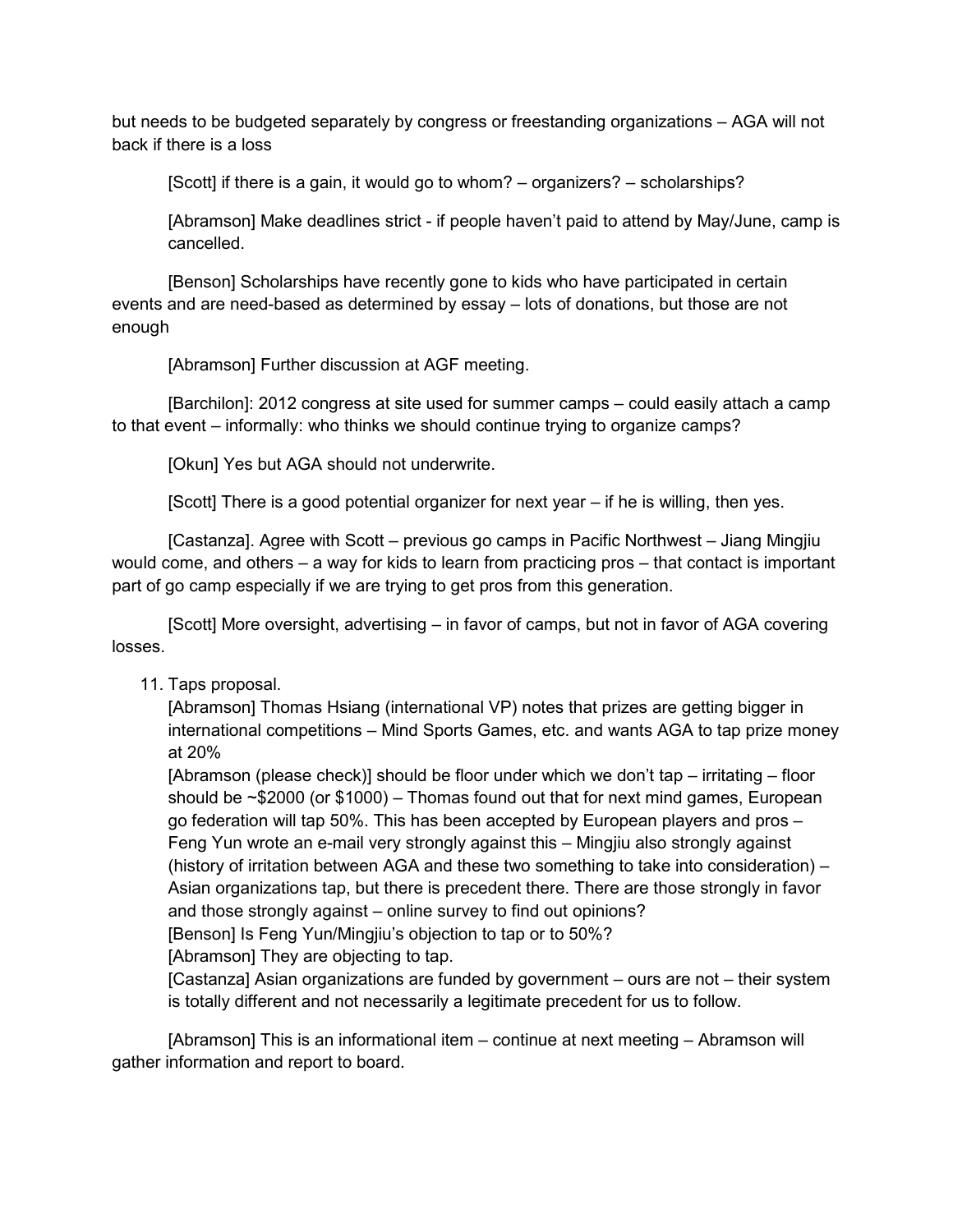but needs to be budgeted separately by congress or freestanding organizations – AGA will not back if there is a loss

[Scott] if there is a gain, it would go to whom? – organizers? – scholarships?

[Abramson] Make deadlines strict - if people haven't paid to attend by May/June, camp is cancelled.

[Benson] Scholarships have recently gone to kids who have participated in certain events and are need-based as determined by essay – lots of donations, but those are not enough

[Abramson] Further discussion at AGF meeting.

[Barchilon]: 2012 congress at site used for summer camps – could easily attach a camp to that event – informally: who thinks we should continue trying to organize camps?

[Okun] Yes but AGA should not underwrite.

[Scott] There is a good potential organizer for next year – if he is willing, then yes.

[Castanza]. Agree with Scott – previous go camps in Pacific Northwest – Jiang Mingjiu would come, and others – a way for kids to learn from practicing pros – that contact is important part of go camp especially if we are trying to get pros from this generation.

[Scott] More oversight, advertising – in favor of camps, but not in favor of AGA covering losses.

11. Taps proposal.
    [Abramson] Thomas Hsiang (international VP) notes that prizes are getting bigger in international competitions – Mind Sports Games, etc. and wants AGA to tap prize money at 20%
    [Abramson (please check)] should be floor under which we don't tap – irritating – floor should be ~$2000 (or $1000) – Thomas found out that for next mind games, European go federation will tap 50%. This has been accepted by European players and pros – Feng Yun wrote an e-mail very strongly against this – Mingjiu also strongly against (history of irritation between AGA and these two something to take into consideration) – Asian organizations tap, but there is precedent there. There are those strongly in favor and those strongly against – online survey to find out opinions?
    [Benson] Is Feng Yun/Mingjiu's objection to tap or to 50%?
    [Abramson] They are objecting to tap.
    [Castanza] Asian organizations are funded by government – ours are not – their system is totally different and not necessarily a legitimate precedent for us to follow.

[Abramson] This is an informational item – continue at next meeting – Abramson will gather information and report to board.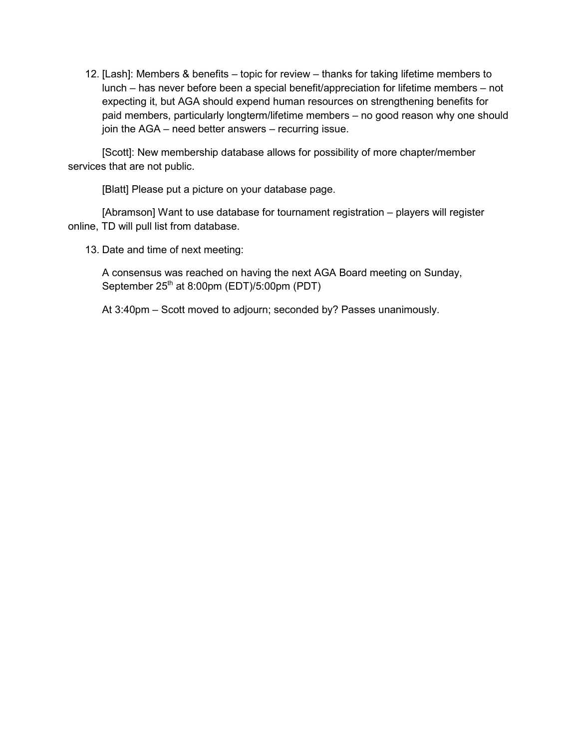12. [Lash]: Members & benefits – topic for review – thanks for taking lifetime members to lunch – has never before been a special benefit/appreciation for lifetime members – not expecting it, but AGA should expend human resources on strengthening benefits for paid members, particularly longterm/lifetime members – no good reason why one should join the AGA – need better answers – recurring issue.

   [Scott]: New membership database allows for possibility of more chapter/member services that are not public.

   [Blatt] Please put a picture on your database page.

   [Abramson] Want to use database for tournament registration – players will register online, TD will pull list from database.

13. Date and time of next meeting:

   A consensus was reached on having the next AGA Board meeting on Sunday, September 25th at 8:00pm (EDT)/5:00pm (PDT)

   At 3:40pm – Scott moved to adjourn; seconded by? Passes unanimously.